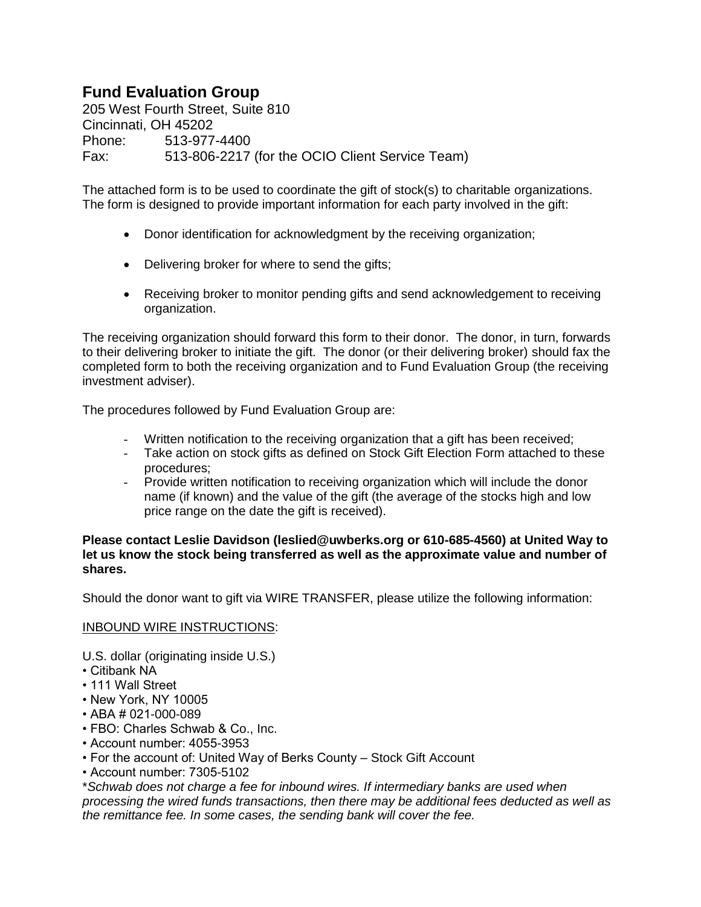# Fund Evaluation Group

205 West Fourth Street, Suite 810
Cincinnati, OH 45202
Phone: 513-977-4400
Fax: 513-806-2217 (for the OCIO Client Service Team)

The attached form is to be used to coordinate the gift of stock(s) to charitable organizations. The form is designed to provide important information for each party involved in the gift:

- Donor identification for acknowledgment by the receiving organization;
- Delivering broker for where to send the gifts;
- Receiving broker to monitor pending gifts and send acknowledgement to receiving organization.

The receiving organization should forward this form to their donor. The donor, in turn, forwards to their delivering broker to initiate the gift. The donor (or their delivering broker) should fax the completed form to both the receiving organization and to Fund Evaluation Group (the receiving investment adviser).

The procedures followed by Fund Evaluation Group are:

- Written notification to the receiving organization that a gift has been received;
- Take action on stock gifts as defined on Stock Gift Election Form attached to these procedures;
- Provide written notification to receiving organization which will include the donor name (if known) and the value of the gift (the average of the stocks high and low price range on the date the gift is received).

**Please contact Leslie Davidson (leslied@uwberks.org or 610-685-4560) at United Way to let us know the stock being transferred as well as the approximate value and number of shares.**

Should the donor want to gift via WIRE TRANSFER, please utilize the following information:

<u>INBOUND WIRE INSTRUCTIONS</u>:

U.S. dollar (originating inside U.S.)
- Citibank NA
- 111 Wall Street
- New York, NY 10005
- ABA # 021-000-089
- FBO: Charles Schwab & Co., Inc.
- Account number: 4055-3953
- For the account of: United Way of Berks County – Stock Gift Account
- Account number: 7305-5102

**Schwab does not charge a fee for inbound wires. If intermediary banks are used when processing the wired funds transactions, then there may be additional fees deducted as well as the remittance fee. In some cases, the sending bank will cover the fee.*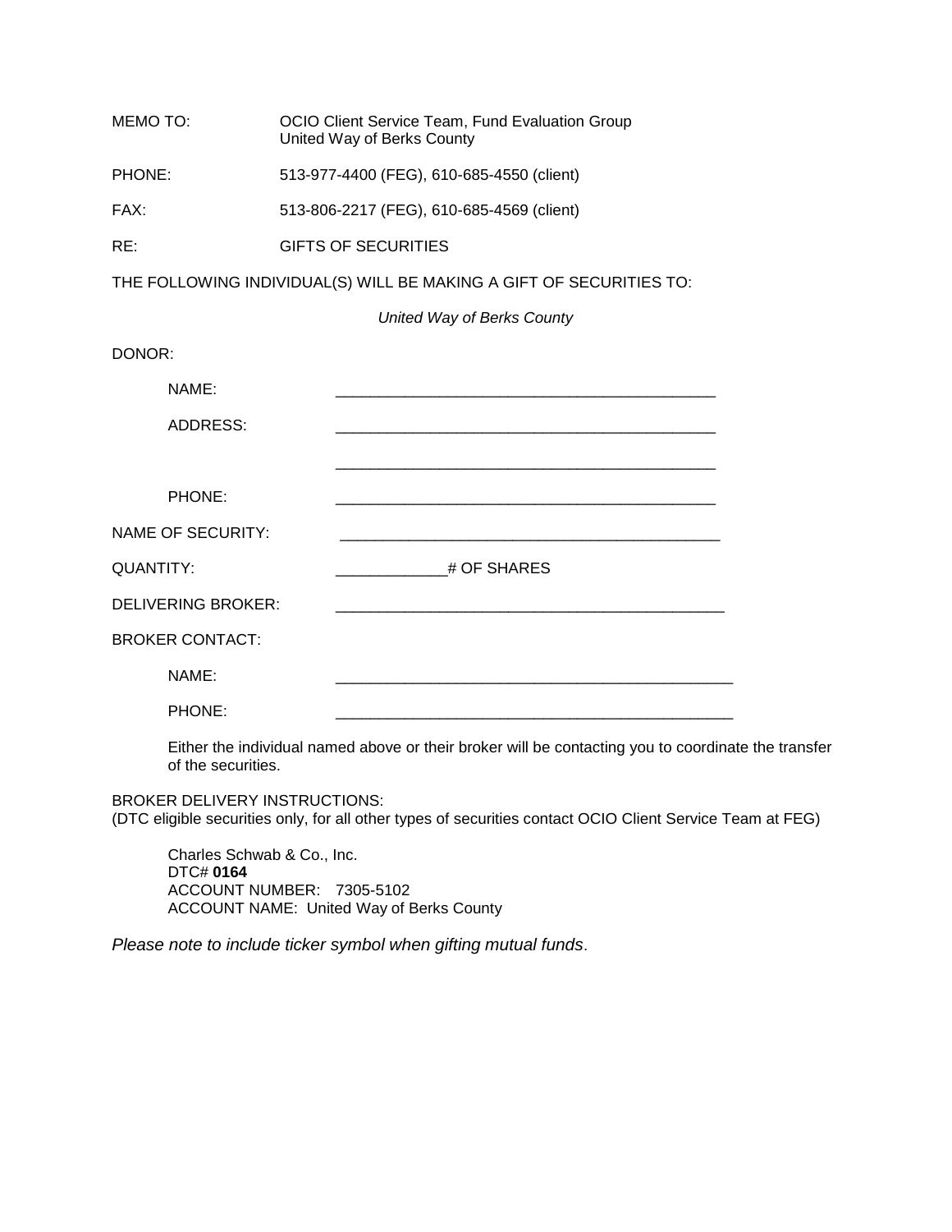MEMO TO: OCIO Client Service Team, Fund Evaluation Group
United Way of Berks County

PHONE: 513-977-4400 (FEG), 610-685-4550 (client)

FAX: 513-806-2217 (FEG), 610-685-4569 (client)

RE: GIFTS OF SECURITIES

THE FOLLOWING INDIVIDUAL(S) WILL BE MAKING A GIFT OF SECURITIES TO:

*United Way of Berks County*

DONOR:

NAME: _____________________________________________

ADDRESS: _____________________________________________

_____________________________________________

PHONE: _____________________________________________

NAME OF SECURITY: _____________________________________________

QUANTITY: ____________# OF SHARES

DELIVERING BROKER: _____________________________________________

BROKER CONTACT:

NAME: _____________________________________________

PHONE: _____________________________________________

Either the individual named above or their broker will be contacting you to coordinate the transfer of the securities.

BROKER DELIVERY INSTRUCTIONS:
(DTC eligible securities only, for all other types of securities contact OCIO Client Service Team at FEG)

Charles Schwab & Co., Inc.
DTC# **0164**
ACCOUNT NUMBER: 7305-5102
ACCOUNT NAME: United Way of Berks County

*Please note to include ticker symbol when gifting mutual funds*.